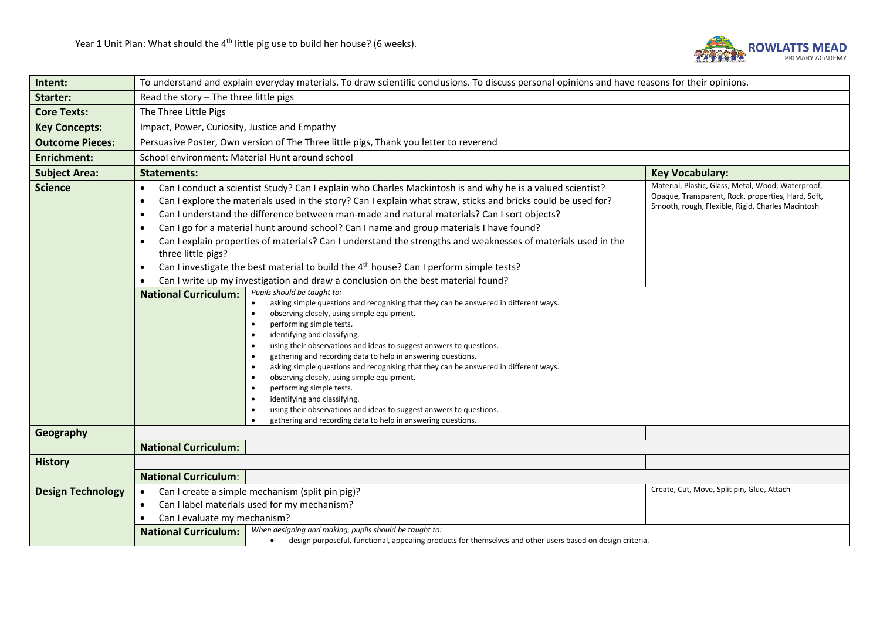Year 1 Unit Plan: What should the 4th little pig use to build her house? (6 weeks).

ROWLATTS MEAD PRIMARY ACADEMY

| | | | |
|---|---|---|---|
| **Intent:** | To understand and explain everyday materials. To draw scientific conclusions. To discuss personal opinions and have reasons for their opinions. | | |
| **Starter:** | Read the story – The three little pigs | | |
| **Core Texts:** | The Three Little Pigs | | |
| **Key Concepts:** | Impact, Power, Curiosity, Justice and Empathy | | |
| **Outcome Pieces:** | Persuasive Poster, Own version of The Three little pigs, Thank you letter to reverend | | |
| **Enrichment:** | School environment: Material Hunt around school | | |
| **Subject Area:** | **Statements:** | | **Key Vocabulary:** |
| **Science** | • Can I conduct a scientist Study? Can I explain who Charles Mackintosh is and why he is a valued scientist?<br>• Can I explore the materials used in the story? Can I explain what straw, sticks and bricks could be used for?<br>• Can I understand the difference between man-made and natural materials? Can I sort objects?<br>• Can I go for a material hunt around school? Can I name and group materials I have found?<br>• Can I explain properties of materials? Can I understand the strengths and weaknesses of materials used in the three little pigs?<br>• Can I investigate the best material to build the 4th house? Can I perform simple tests?<br>• Can I write up my investigation and draw a conclusion on the best material found? | | Material, Plastic, Glass, Metal, Wood, Waterproof, Opaque, Transparent, Rock, properties, Hard, Soft, Smooth, rough, Flexible, Rigid, Charles Macintosh |
| | **National Curriculum:** | *Pupils should be taught to:*<br>• asking simple questions and recognising that they can be answered in different ways.<br>• observing closely, using simple equipment.<br>• performing simple tests.<br>• identifying and classifying.<br>• using their observations and ideas to suggest answers to questions.<br>• gathering and recording data to help in answering questions.<br>• asking simple questions and recognising that they can be answered in different ways.<br>• observing closely, using simple equipment.<br>• performing simple tests.<br>• identifying and classifying.<br>• using their observations and ideas to suggest answers to questions.<br>• gathering and recording data to help in answering questions. | |
| **Geography** | | | |
| | **National Curriculum:** | | |
| **History** | | | |
| | **National Curriculum:** | | |
| **Design Technology** | • Can I create a simple mechanism (split pin pig)?<br>• Can I label materials used for my mechanism?<br>• Can I evaluate my mechanism? | | Create, Cut, Move, Split pin, Glue, Attach |
| | **National Curriculum:** | *When designing and making, pupils should be taught to:*<br>• design purposeful, functional, appealing products for themselves and other users based on design criteria. | |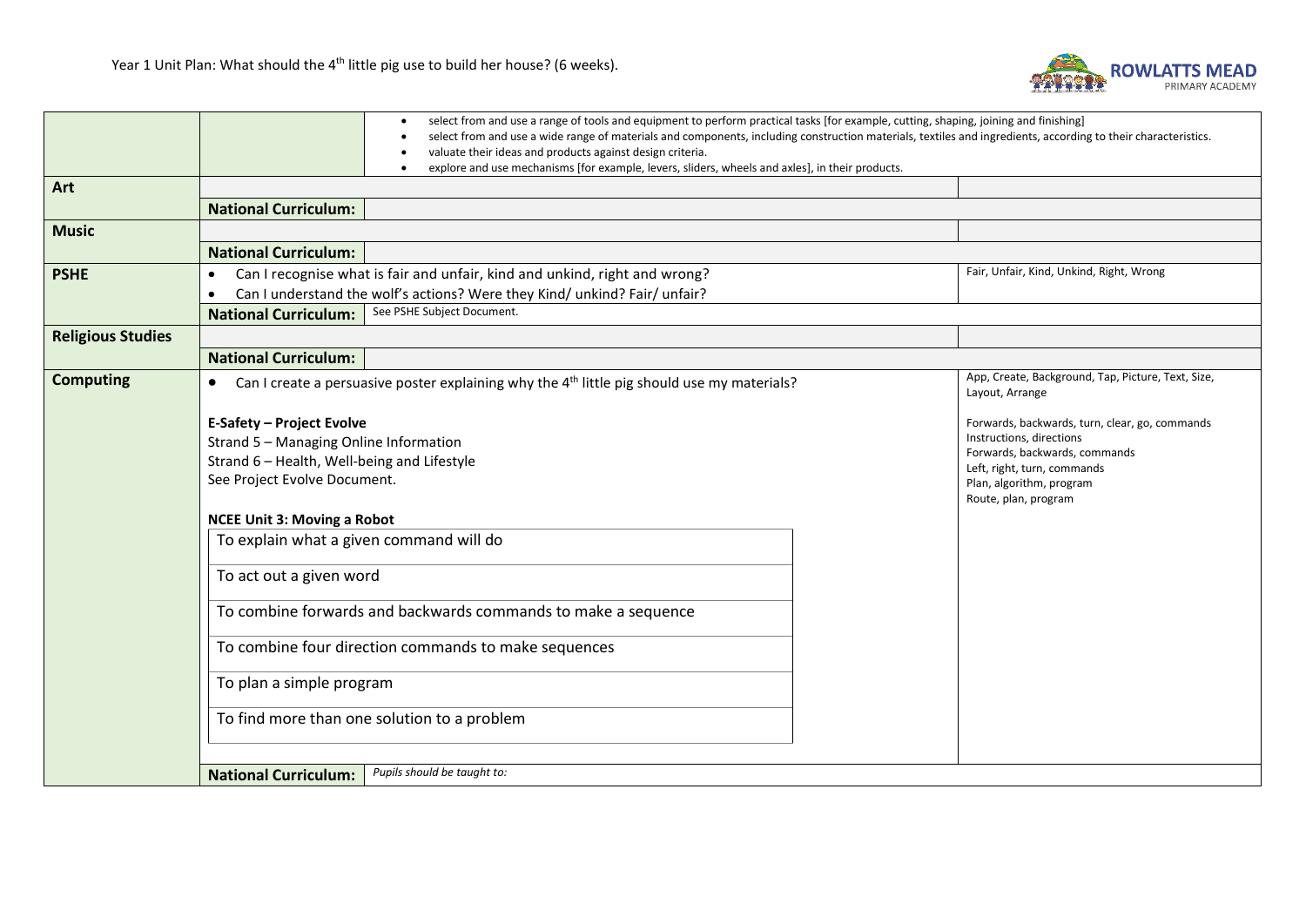Year 1 Unit Plan: What should the 4th little pig use to build her house? (6 weeks).

| | | | |
|---|---|---|---|
| | | • select from and use a range of tools and equipment to perform practical tasks [for example, cutting, shaping, joining and finishing]<br>• select from and use a wide range of materials and components, including construction materials, textiles and ingredients, according to their characteristics.<br>• valuate their ideas and products against design criteria.<br>• explore and use mechanisms [for example, levers, sliders, wheels and axles], in their products. | |
| **Art** | | | |
| | **National Curriculum:** | | |
| **Music** | | | |
| | **National Curriculum:** | | |
| **PSHE** | • Can I recognise what is fair and unfair, kind and unkind, right and wrong?<br>• Can I understand the wolf's actions? Were they Kind/ unkind? Fair/ unfair? | | Fair, Unfair, Kind, Unkind, Right, Wrong |
| | **National Curriculum:** | See PSHE Subject Document. | |
| **Religious Studies** | | | |
| | **National Curriculum:** | | |
| **Computing** | • Can I create a persuasive poster explaining why the 4th little pig should use my materials?<br><br>**E-Safety – Project Evolve**<br>Strand 5 – Managing Online Information<br>Strand 6 – Health, Well-being and Lifestyle<br>See Project Evolve Document.<br><br>**NCEE Unit 3: Moving a Robot**<br>To explain what a given command will do<br>To act out a given word<br>To combine forwards and backwards commands to make a sequence<br>To combine four direction commands to make sequences<br>To plan a simple program<br>To find more than one solution to a problem | | App, Create, Background, Tap, Picture, Text, Size, Layout, Arrange<br><br>Forwards, backwards, turn, clear, go, commands<br>Instructions, directions<br>Forwards, backwards, commands<br>Left, right, turn, commands<br>Plan, algorithm, program<br>Route, plan, program |
| | **National Curriculum:** | *Pupils should be taught to:* | |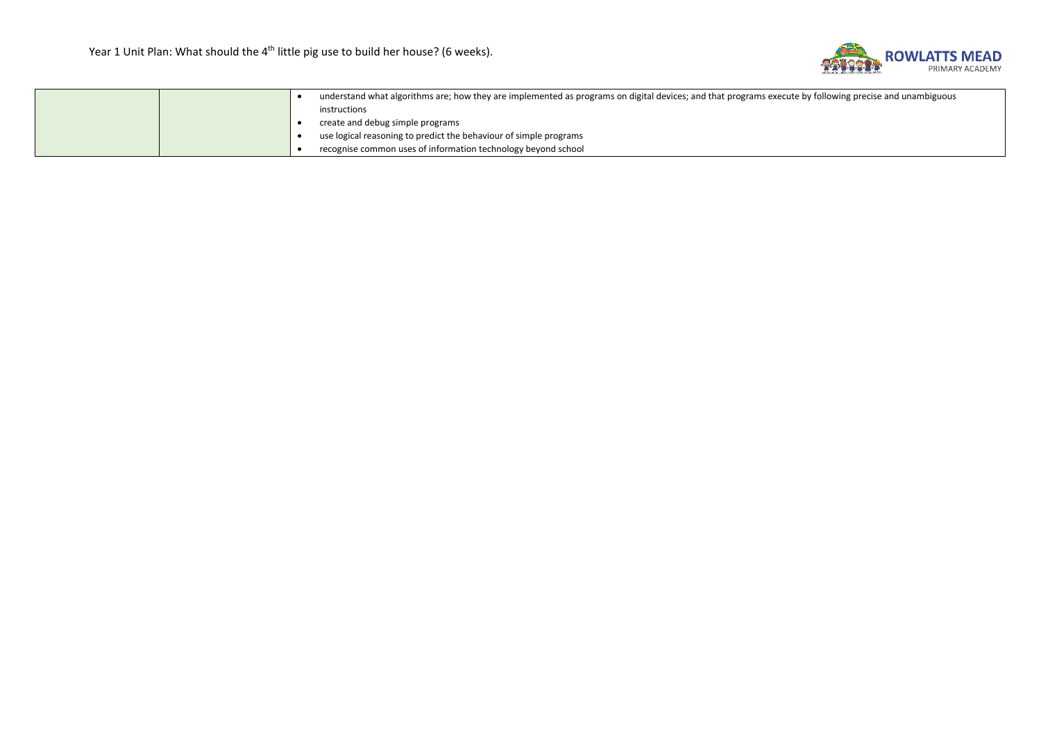|  |  |  |
| --- | --- | --- |
|  |  | • understand what algorithms are; how they are implemented as programs on digital devices; and that programs execute by following precise and unambiguous instructions<br>• create and debug simple programs<br>• use logical reasoning to predict the behaviour of simple programs<br>• recognise common uses of information technology beyond school |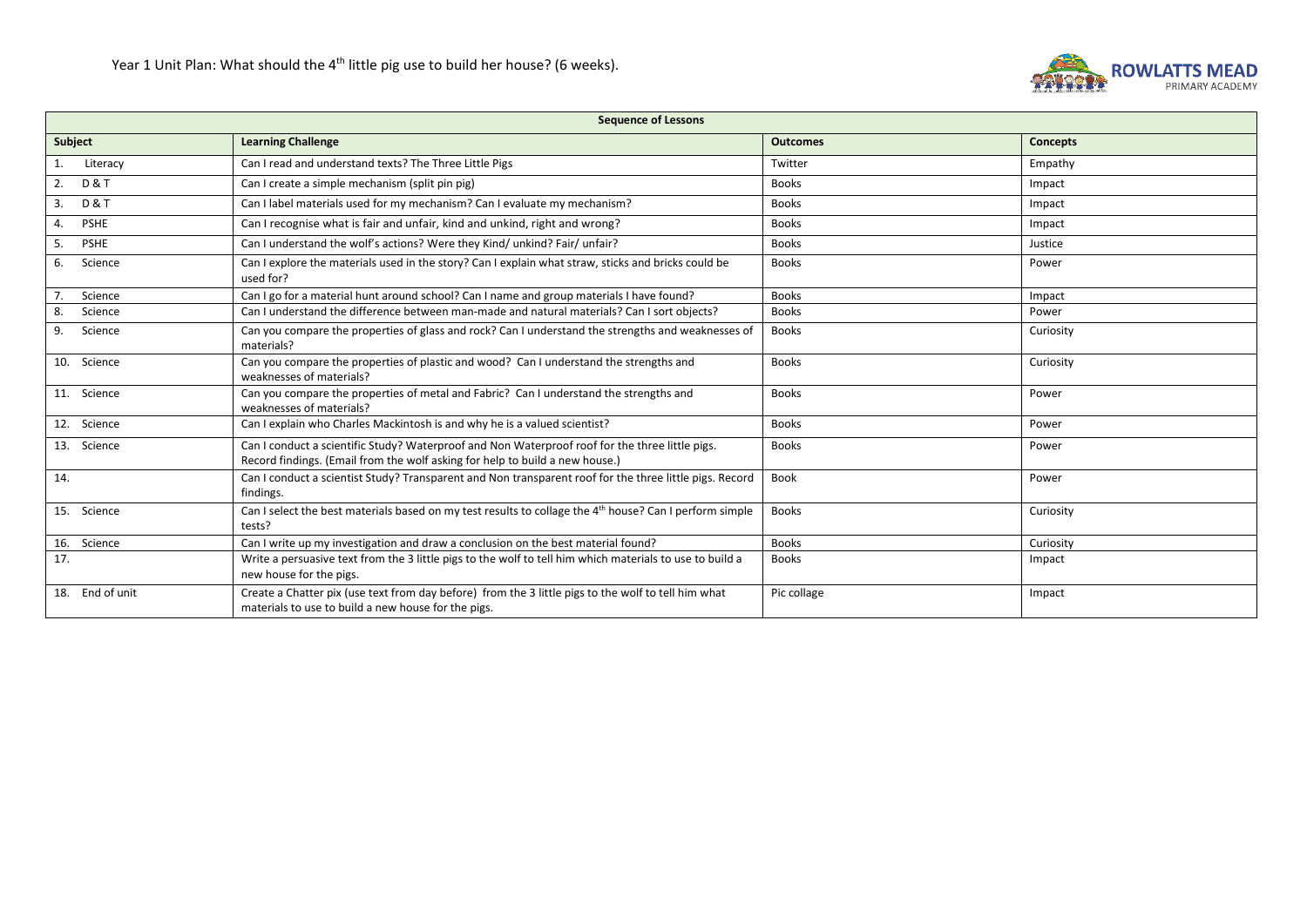Year 1 Unit Plan: What should the 4th little pig use to build her house? (6 weeks).

ROWLATTS MEAD PRIMARY ACADEMY

| Sequence of Lessons | | | |
|---|---|---|---|
| **Subject** | **Learning Challenge** | **Outcomes** | **Concepts** |
| 1. Literacy | Can I read and understand texts? The Three Little Pigs | Twitter | Empathy |
| 2. D & T | Can I create a simple mechanism (split pin pig) | Books | Impact |
| 3. D & T | Can I label materials used for my mechanism? Can I evaluate my mechanism? | Books | Impact |
| 4. PSHE | Can I recognise what is fair and unfair, kind and unkind, right and wrong? | Books | Impact |
| 5. PSHE | Can I understand the wolf's actions? Were they Kind/ unkind? Fair/ unfair? | Books | Justice |
| 6. Science | Can I explore the materials used in the story? Can I explain what straw, sticks and bricks could be used for? | Books | Power |
| 7. Science | Can I go for a material hunt around school? Can I name and group materials I have found? | Books | Impact |
| 8. Science | Can I understand the difference between man-made and natural materials? Can I sort objects? | Books | Power |
| 9. Science | Can you compare the properties of glass and rock? Can I understand the strengths and weaknesses of materials? | Books | Curiosity |
| 10. Science | Can you compare the properties of plastic and wood? Can I understand the strengths and weaknesses of materials? | Books | Curiosity |
| 11. Science | Can you compare the properties of metal and Fabric? Can I understand the strengths and weaknesses of materials? | Books | Power |
| 12. Science | Can I explain who Charles Mackintosh is and why he is a valued scientist? | Books | Power |
| 13. Science | Can I conduct a scientific Study? Waterproof and Non Waterproof roof for the three little pigs. Record findings. (Email from the wolf asking for help to build a new house.) | Books | Power |
| 14. | Can I conduct a scientist Study? Transparent and Non transparent roof for the three little pigs. Record findings. | Book | Power |
| 15. Science | Can I select the best materials based on my test results to collage the 4th house? Can I perform simple tests? | Books | Curiosity |
| 16. Science | Can I write up my investigation and draw a conclusion on the best material found? | Books | Curiosity |
| 17. | Write a persuasive text from the 3 little pigs to the wolf to tell him which materials to use to build a new house for the pigs. | Books | Impact |
| 18. End of unit | Create a Chatter pix (use text from day before) from the 3 little pigs to the wolf to tell him what materials to use to build a new house for the pigs. | Pic collage | Impact |